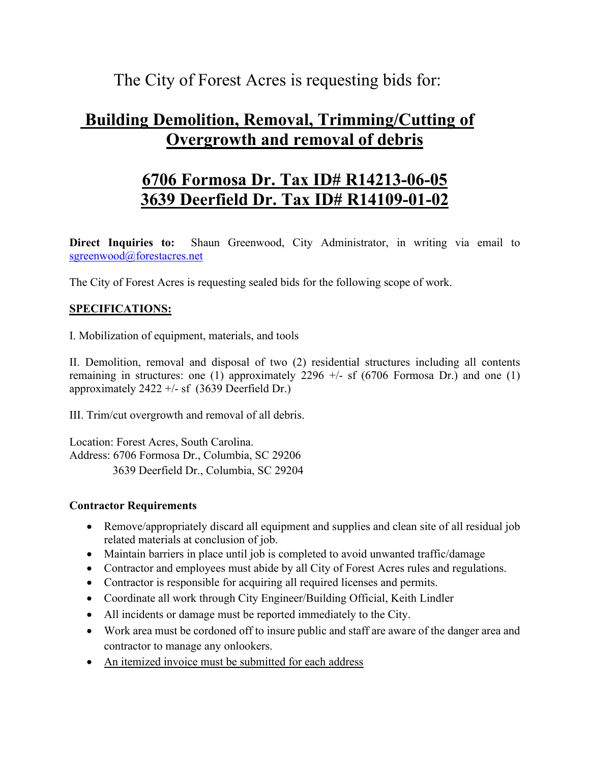The City of Forest Acres is requesting bids for:

# Building Demolition, Removal, Trimming/Cutting of Overgrowth and removal of debris

# 6706 Formosa Dr. Tax ID# R14213-06-05
# 3639 Deerfield Dr. Tax ID# R14109-01-02

**Direct Inquiries to:** Shaun Greenwood, City Administrator, in writing via email to sgreenwood@forestacres.net

The City of Forest Acres is requesting sealed bids for the following scope of work.

**SPECIFICATIONS:**

I. Mobilization of equipment, materials, and tools

II. Demolition, removal and disposal of two (2) residential structures including all contents remaining in structures: one (1) approximately 2296 +/- sf (6706 Formosa Dr.) and one (1) approximately 2422 +/- sf (3639 Deerfield Dr.)

III. Trim/cut overgrowth and removal of all debris.

Location: Forest Acres, South Carolina.
Address: 6706 Formosa Dr., Columbia, SC 29206
3639 Deerfield Dr., Columbia, SC 29204

**Contractor Requirements**

- Remove/appropriately discard all equipment and supplies and clean site of all residual job related materials at conclusion of job.
- Maintain barriers in place until job is completed to avoid unwanted traffic/damage
- Contractor and employees must abide by all City of Forest Acres rules and regulations.
- Contractor is responsible for acquiring all required licenses and permits.
- Coordinate all work through City Engineer/Building Official, Keith Lindler
- All incidents or damage must be reported immediately to the City.
- Work area must be cordoned off to insure public and staff are aware of the danger area and contractor to manage any onlookers.
- An itemized invoice must be submitted for each address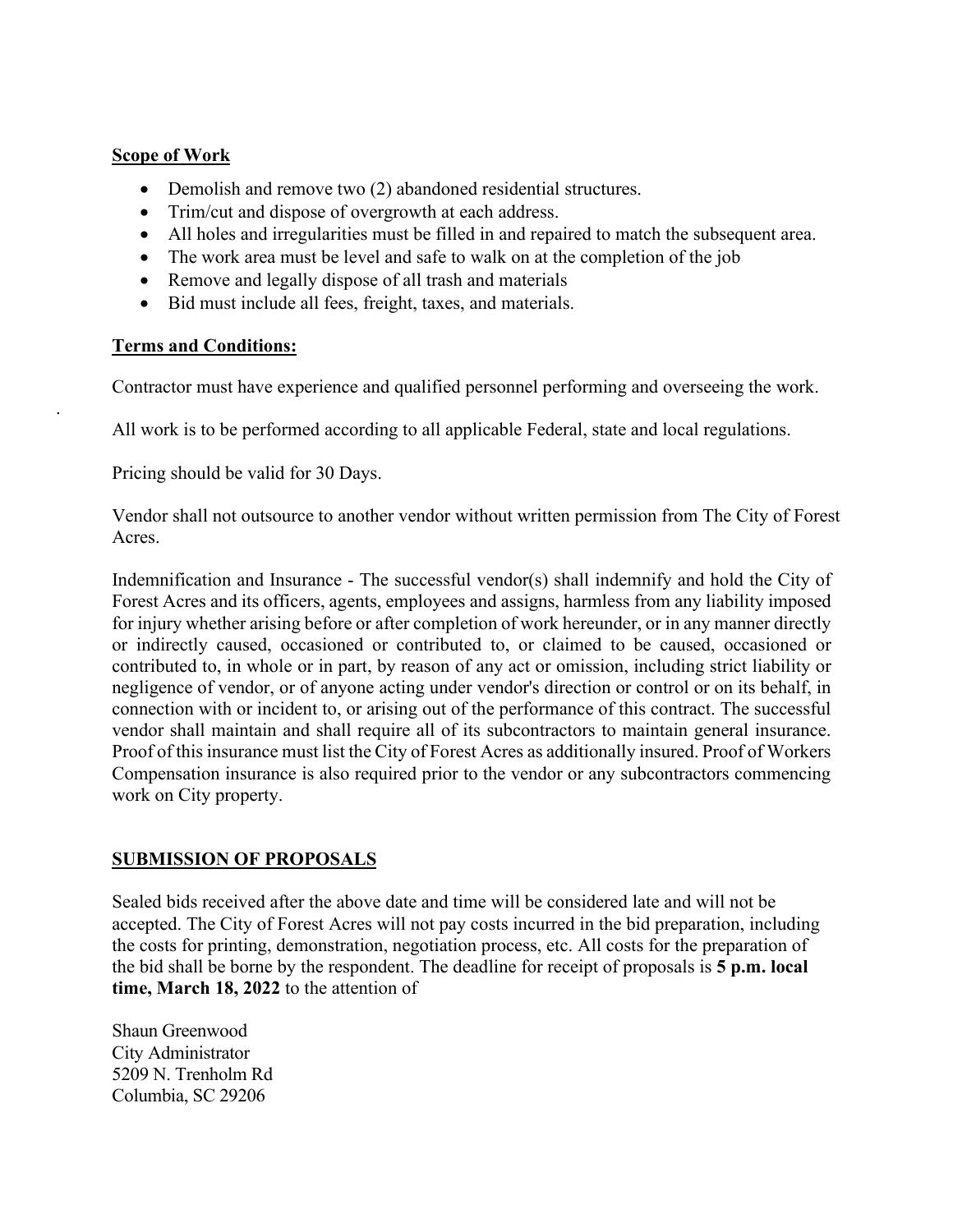**Scope of Work**

- Demolish and remove two (2) abandoned residential structures.
- Trim/cut and dispose of overgrowth at each address.
- All holes and irregularities must be filled in and repaired to match the subsequent area.
- The work area must be level and safe to walk on at the completion of the job
- Remove and legally dispose of all trash and materials
- Bid must include all fees, freight, taxes, and materials.

**Terms and Conditions:**

Contractor must have experience and qualified personnel performing and overseeing the work.

All work is to be performed according to all applicable Federal, state and local regulations.

Pricing should be valid for 30 Days.

Vendor shall not outsource to another vendor without written permission from The City of Forest Acres.

Indemnification and Insurance - The successful vendor(s) shall indemnify and hold the City of Forest Acres and its officers, agents, employees and assigns, harmless from any liability imposed for injury whether arising before or after completion of work hereunder, or in any manner directly or indirectly caused, occasioned or contributed to, or claimed to be caused, occasioned or contributed to, in whole or in part, by reason of any act or omission, including strict liability or negligence of vendor, or of anyone acting under vendor's direction or control or on its behalf, in connection with or incident to, or arising out of the performance of this contract. The successful vendor shall maintain and shall require all of its subcontractors to maintain general insurance. Proof of this insurance must list the City of Forest Acres as additionally insured. Proof of Workers Compensation insurance is also required prior to the vendor or any subcontractors commencing work on City property.

**SUBMISSION OF PROPOSALS**

Sealed bids received after the above date and time will be considered late and will not be accepted. The City of Forest Acres will not pay costs incurred in the bid preparation, including the costs for printing, demonstration, negotiation process, etc. All costs for the preparation of the bid shall be borne by the respondent. The deadline for receipt of proposals is **5 p.m. local time, March 18, 2022** to the attention of

Shaun Greenwood
City Administrator
5209 N. Trenholm Rd
Columbia, SC 29206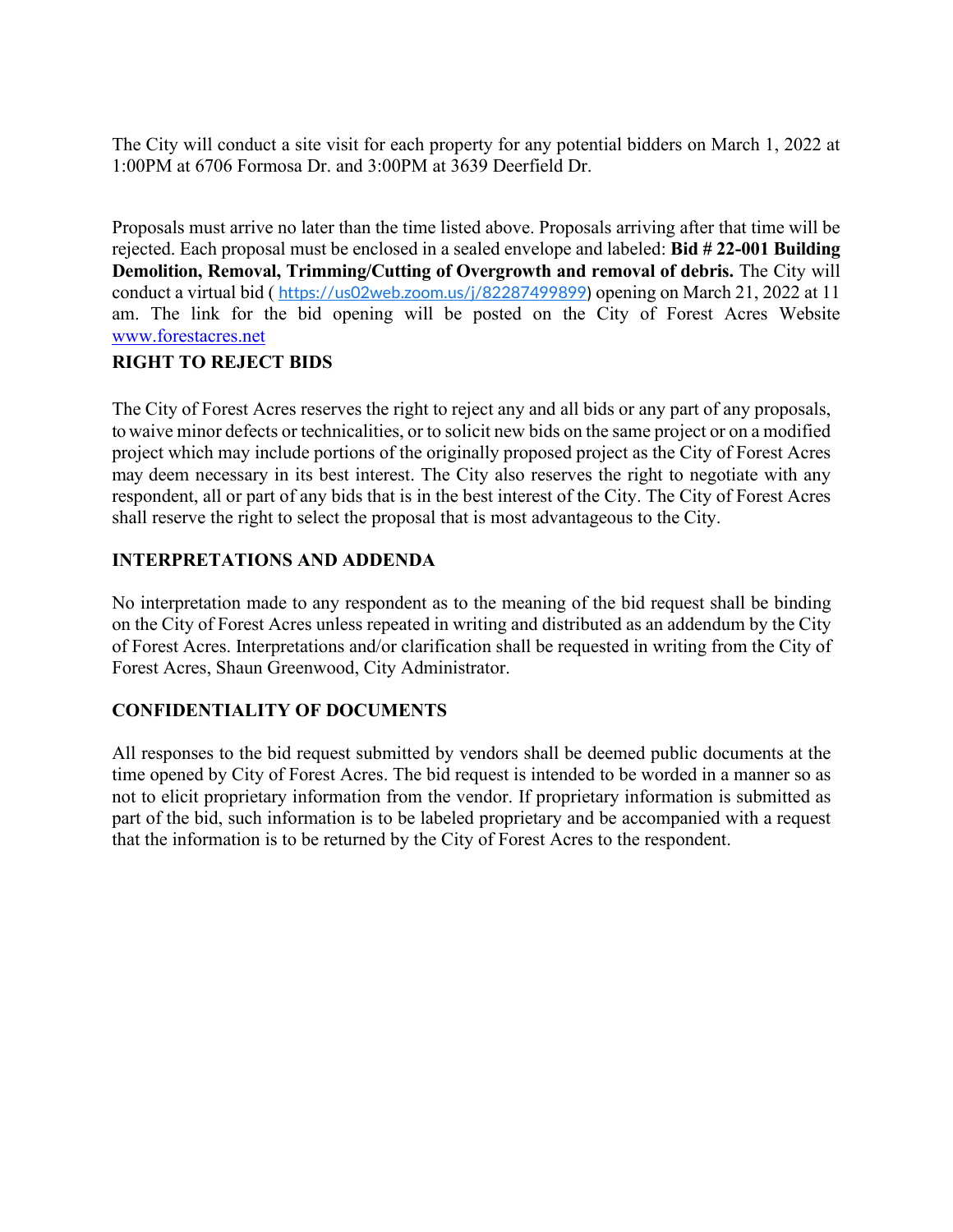The City will conduct a site visit for each property for any potential bidders on March 1, 2022 at 1:00PM at 6706 Formosa Dr. and 3:00PM at 3639 Deerfield Dr.

Proposals must arrive no later than the time listed above. Proposals arriving after that time will be rejected. Each proposal must be enclosed in a sealed envelope and labeled: **Bid # 22-001 Building Demolition, Removal, Trimming/Cutting of Overgrowth and removal of debris.** The City will conduct a virtual bid ( [https://us02web.zoom.us/j/82287499899](https://us02web.zoom.us/j/82287499899)) opening on March 21, 2022 at 11 am. The link for the bid opening will be posted on the City of Forest Acres Website [www.forestacres.net](http://www.forestacres.net)

## RIGHT TO REJECT BIDS

The City of Forest Acres reserves the right to reject any and all bids or any part of any proposals, to waive minor defects or technicalities, or to solicit new bids on the same project or on a modified project which may include portions of the originally proposed project as the City of Forest Acres may deem necessary in its best interest. The City also reserves the right to negotiate with any respondent, all or part of any bids that is in the best interest of the City. The City of Forest Acres shall reserve the right to select the proposal that is most advantageous to the City.

## INTERPRETATIONS AND ADDENDA

No interpretation made to any respondent as to the meaning of the bid request shall be binding on the City of Forest Acres unless repeated in writing and distributed as an addendum by the City of Forest Acres. Interpretations and/or clarification shall be requested in writing from the City of Forest Acres, Shaun Greenwood, City Administrator.

## CONFIDENTIALITY OF DOCUMENTS

All responses to the bid request submitted by vendors shall be deemed public documents at the time opened by City of Forest Acres. The bid request is intended to be worded in a manner so as not to elicit proprietary information from the vendor. If proprietary information is submitted as part of the bid, such information is to be labeled proprietary and be accompanied with a request that the information is to be returned by the City of Forest Acres to the respondent.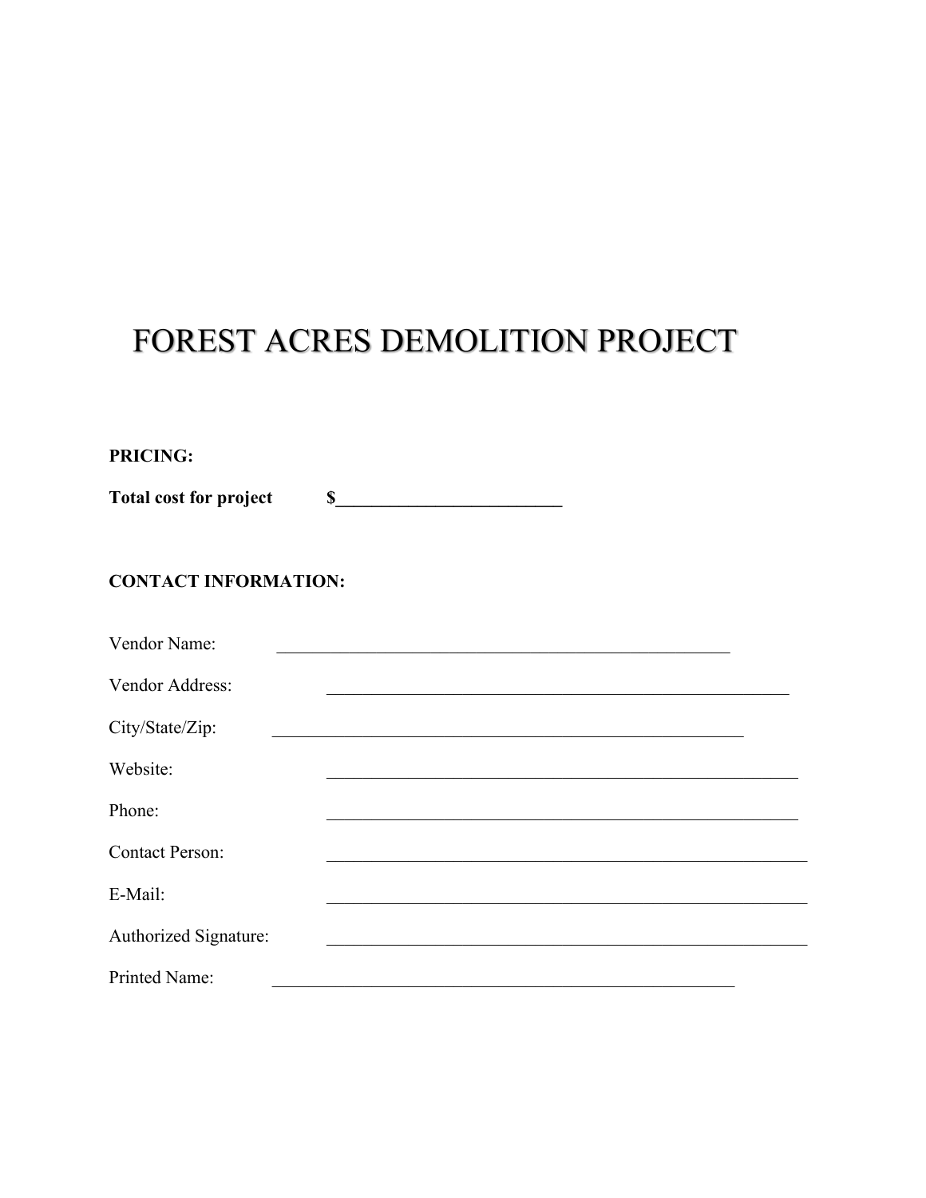# FOREST ACRES DEMOLITION PROJECT

**PRICING:**

**Total cost for project** $________________________

**CONTACT INFORMATION:**

Vendor Name: ____________________________________________________

Vendor Address: ____________________________________________________

City/State/Zip: ____________________________________________________

Website: ____________________________________________________

Phone: ____________________________________________________

Contact Person: ____________________________________________________

E-Mail: ____________________________________________________

Authorized Signature: ____________________________________________________

Printed Name: ____________________________________________________